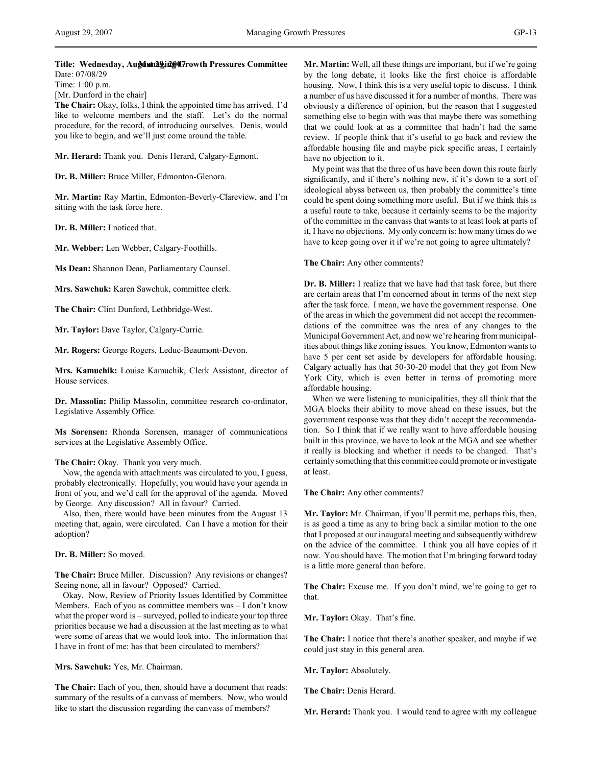**Title: Wednesday, August 29, 2007 Managing Growth Pressures Committee**
Date: 07/08/29
Time: 1:00 p.m.
[Mr. Dunford in the chair]

**The Chair:** Okay, folks, I think the appointed time has arrived. I'd like to welcome members and the staff. Let's do the normal procedure, for the record, of introducing ourselves. Denis, would you like to begin, and we'll just come around the table.

**Mr. Herard:** Thank you. Denis Herard, Calgary-Egmont.

**Dr. B. Miller:** Bruce Miller, Edmonton-Glenora.

**Mr. Martin:** Ray Martin, Edmonton-Beverly-Clareview, and I'm sitting with the task force here.

**Dr. B. Miller:** I noticed that.

**Mr. Webber:** Len Webber, Calgary-Foothills.

**Ms Dean:** Shannon Dean, Parliamentary Counsel.

**Mrs. Sawchuk:** Karen Sawchuk, committee clerk.

**The Chair:** Clint Dunford, Lethbridge-West.

**Mr. Taylor:** Dave Taylor, Calgary-Currie.

**Mr. Rogers:** George Rogers, Leduc-Beaumont-Devon.

**Mrs. Kamuchik:** Louise Kamuchik, Clerk Assistant, director of House services.

**Dr. Massolin:** Philip Massolin, committee research co-ordinator, Legislative Assembly Office.

**Ms Sorensen:** Rhonda Sorensen, manager of communications services at the Legislative Assembly Office.

**The Chair:** Okay. Thank you very much.

Now, the agenda with attachments was circulated to you, I guess, probably electronically. Hopefully, you would have your agenda in front of you, and we'd call for the approval of the agenda. Moved by George. Any discussion? All in favour? Carried.

Also, then, there would have been minutes from the August 13 meeting that, again, were circulated. Can I have a motion for their adoption?

**Dr. B. Miller:** So moved.

**The Chair:** Bruce Miller. Discussion? Any revisions or changes? Seeing none, all in favour? Opposed? Carried.

Okay. Now, Review of Priority Issues Identified by Committee Members. Each of you as committee members was – I don't know what the proper word is – surveyed, polled to indicate your top three priorities because we had a discussion at the last meeting as to what were some of areas that we would look into. The information that I have in front of me: has that been circulated to members?

**Mrs. Sawchuk:** Yes, Mr. Chairman.

**The Chair:** Each of you, then, should have a document that reads: summary of the results of a canvass of members. Now, who would like to start the discussion regarding the canvass of members?

**Mr. Martin:** Well, all these things are important, but if we're going by the long debate, it looks like the first choice is affordable housing. Now, I think this is a very useful topic to discuss. I think a number of us have discussed it for a number of months. There was obviously a difference of opinion, but the reason that I suggested something else to begin with was that maybe there was something that we could look at as a committee that hadn't had the same review. If people think that it's useful to go back and review the affordable housing file and maybe pick specific areas, I certainly have no objection to it.

My point was that the three of us have been down this route fairly significantly, and if there's nothing new, if it's down to a sort of ideological abyss between us, then probably the committee's time could be spent doing something more useful. But if we think this is a useful route to take, because it certainly seems to be the majority of the committee in the canvass that wants to at least look at parts of it, I have no objections. My only concern is: how many times do we have to keep going over it if we're not going to agree ultimately?

**The Chair:** Any other comments?

**Dr. B. Miller:** I realize that we have had that task force, but there are certain areas that I'm concerned about in terms of the next step after the task force. I mean, we have the government response. One of the areas in which the government did not accept the recommendations of the committee was the area of any changes to the Municipal Government Act, and now we're hearing from municipalities about things like zoning issues. You know, Edmonton wants to have 5 per cent set aside by developers for affordable housing. Calgary actually has that 50-30-20 model that they got from New York City, which is even better in terms of promoting more affordable housing.

When we were listening to municipalities, they all think that the MGA blocks their ability to move ahead on these issues, but the government response was that they didn't accept the recommendation. So I think that if we really want to have affordable housing built in this province, we have to look at the MGA and see whether it really is blocking and whether it needs to be changed. That's certainly something that this committee could promote or investigate at least.

**The Chair:** Any other comments?

**Mr. Taylor:** Mr. Chairman, if you'll permit me, perhaps this, then, is as good a time as any to bring back a similar motion to the one that I proposed at our inaugural meeting and subsequently withdrew on the advice of the committee. I think you all have copies of it now. You should have. The motion that I'm bringing forward today is a little more general than before.

**The Chair:** Excuse me. If you don't mind, we're going to get to that.

**Mr. Taylor:** Okay. That's fine.

**The Chair:** I notice that there's another speaker, and maybe if we could just stay in this general area.

**Mr. Taylor:** Absolutely.

**The Chair:** Denis Herard.

**Mr. Herard:** Thank you. I would tend to agree with my colleague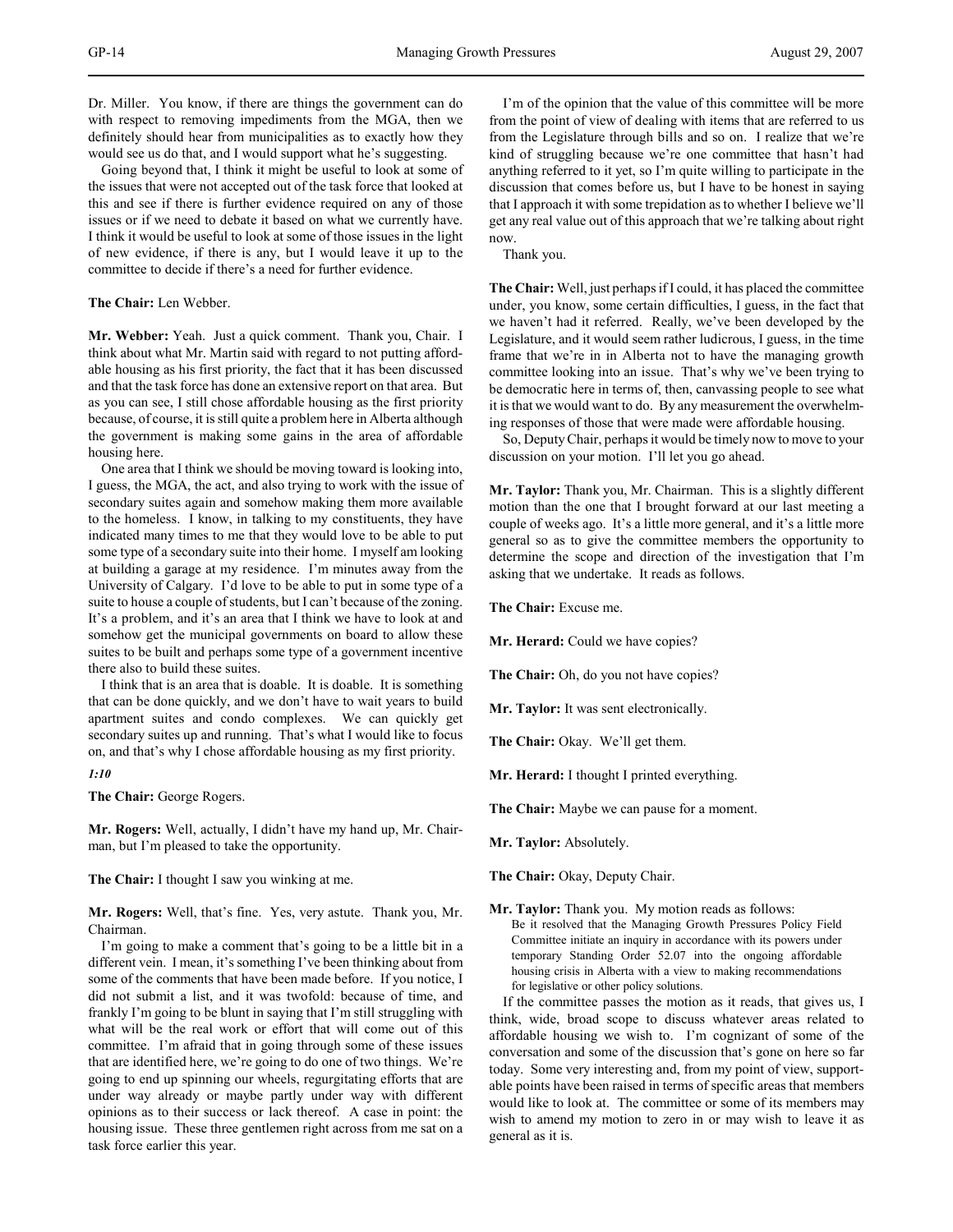Dr. Miller. You know, if there are things the government can do with respect to removing impediments from the MGA, then we definitely should hear from municipalities as to exactly how they would see us do that, and I would support what he's suggesting.

Going beyond that, I think it might be useful to look at some of the issues that were not accepted out of the task force that looked at this and see if there is further evidence required on any of those issues or if we need to debate it based on what we currently have. I think it would be useful to look at some of those issues in the light of new evidence, if there is any, but I would leave it up to the committee to decide if there's a need for further evidence.

**The Chair:** Len Webber.

**Mr. Webber:** Yeah. Just a quick comment. Thank you, Chair. I think about what Mr. Martin said with regard to not putting affordable housing as his first priority, the fact that it has been discussed and that the task force has done an extensive report on that area. But as you can see, I still chose affordable housing as the first priority because, of course, it is still quite a problem here in Alberta although the government is making some gains in the area of affordable housing here.

One area that I think we should be moving toward is looking into, I guess, the MGA, the act, and also trying to work with the issue of secondary suites again and somehow making them more available to the homeless. I know, in talking to my constituents, they have indicated many times to me that they would love to be able to put some type of a secondary suite into their home. I myself am looking at building a garage at my residence. I'm minutes away from the University of Calgary. I'd love to be able to put in some type of a suite to house a couple of students, but I can't because of the zoning. It's a problem, and it's an area that I think we have to look at and somehow get the municipal governments on board to allow these suites to be built and perhaps some type of a government incentive there also to build these suites.

I think that is an area that is doable. It is doable. It is something that can be done quickly, and we don't have to wait years to build apartment suites and condo complexes. We can quickly get secondary suites up and running. That's what I would like to focus on, and that's why I chose affordable housing as my first priority.

*1:10*

**The Chair:** George Rogers.

**Mr. Rogers:** Well, actually, I didn't have my hand up, Mr. Chairman, but I'm pleased to take the opportunity.

**The Chair:** I thought I saw you winking at me.

**Mr. Rogers:** Well, that's fine. Yes, very astute. Thank you, Mr. Chairman.

I'm going to make a comment that's going to be a little bit in a different vein. I mean, it's something I've been thinking about from some of the comments that have been made before. If you notice, I did not submit a list, and it was twofold: because of time, and frankly I'm going to be blunt in saying that I'm still struggling with what will be the real work or effort that will come out of this committee. I'm afraid that in going through some of these issues that are identified here, we're going to do one of two things. We're going to end up spinning our wheels, regurgitating efforts that are under way already or maybe partly under way with different opinions as to their success or lack thereof. A case in point: the housing issue. These three gentlemen right across from me sat on a task force earlier this year.

I'm of the opinion that the value of this committee will be more from the point of view of dealing with items that are referred to us from the Legislature through bills and so on. I realize that we're kind of struggling because we're one committee that hasn't had anything referred to it yet, so I'm quite willing to participate in the discussion that comes before us, but I have to be honest in saying that I approach it with some trepidation as to whether I believe we'll get any real value out of this approach that we're talking about right now.

Thank you.

**The Chair:** Well, just perhaps if I could, it has placed the committee under, you know, some certain difficulties, I guess, in the fact that we haven't had it referred. Really, we've been developed by the Legislature, and it would seem rather ludicrous, I guess, in the time frame that we're in in Alberta not to have the managing growth committee looking into an issue. That's why we've been trying to be democratic here in terms of, then, canvassing people to see what it is that we would want to do. By any measurement the overwhelming responses of those that were made were affordable housing.

So, Deputy Chair, perhaps it would be timely now to move to your discussion on your motion. I'll let you go ahead.

**Mr. Taylor:** Thank you, Mr. Chairman. This is a slightly different motion than the one that I brought forward at our last meeting a couple of weeks ago. It's a little more general, and it's a little more general so as to give the committee members the opportunity to determine the scope and direction of the investigation that I'm asking that we undertake. It reads as follows.

**The Chair:** Excuse me.

**Mr. Herard:** Could we have copies?

**The Chair:** Oh, do you not have copies?

**Mr. Taylor:** It was sent electronically.

**The Chair:** Okay. We'll get them.

**Mr. Herard:** I thought I printed everything.

**The Chair:** Maybe we can pause for a moment.

**Mr. Taylor:** Absolutely.

**The Chair:** Okay, Deputy Chair.

**Mr. Taylor:** Thank you. My motion reads as follows:

> Be it resolved that the Managing Growth Pressures Policy Field Committee initiate an inquiry in accordance with its powers under temporary Standing Order 52.07 into the ongoing affordable housing crisis in Alberta with a view to making recommendations for legislative or other policy solutions.

If the committee passes the motion as it reads, that gives us, I think, wide, broad scope to discuss whatever areas related to affordable housing we wish to. I'm cognizant of some of the conversation and some of the discussion that's gone on here so far today. Some very interesting and, from my point of view, supportable points have been raised in terms of specific areas that members would like to look at. The committee or some of its members may wish to amend my motion to zero in or may wish to leave it as general as it is.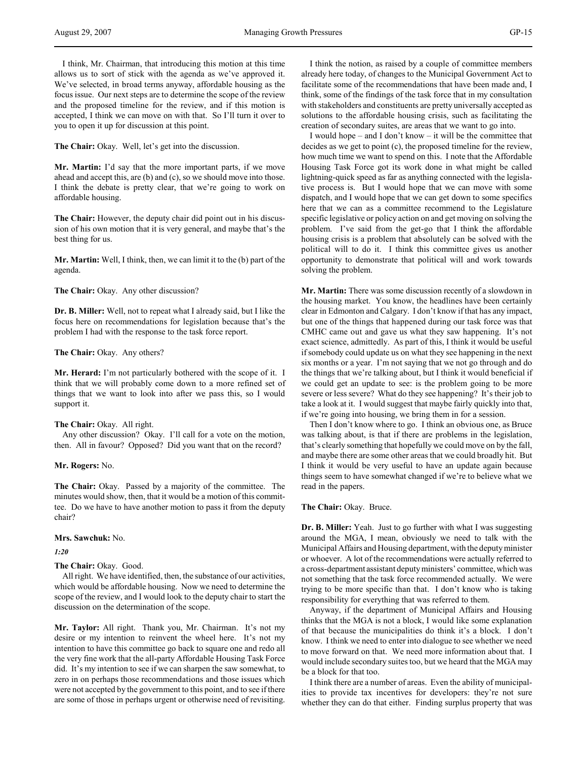I think, Mr. Chairman, that introducing this motion at this time allows us to sort of stick with the agenda as we've approved it. We've selected, in broad terms anyway, affordable housing as the focus issue. Our next steps are to determine the scope of the review and the proposed timeline for the review, and if this motion is accepted, I think we can move on with that. So I'll turn it over to you to open it up for discussion at this point.

**The Chair:** Okay. Well, let's get into the discussion.

**Mr. Martin:** I'd say that the more important parts, if we move ahead and accept this, are (b) and (c), so we should move into those. I think the debate is pretty clear, that we're going to work on affordable housing.

**The Chair:** However, the deputy chair did point out in his discussion of his own motion that it is very general, and maybe that's the best thing for us.

**Mr. Martin:** Well, I think, then, we can limit it to the (b) part of the agenda.

**The Chair:** Okay. Any other discussion?

**Dr. B. Miller:** Well, not to repeat what I already said, but I like the focus here on recommendations for legislation because that's the problem I had with the response to the task force report.

**The Chair:** Okay. Any others?

**Mr. Herard:** I'm not particularly bothered with the scope of it. I think that we will probably come down to a more refined set of things that we want to look into after we pass this, so I would support it.

**The Chair:** Okay. All right.

Any other discussion? Okay. I'll call for a vote on the motion, then. All in favour? Opposed? Did you want that on the record?

**Mr. Rogers:** No.

**The Chair:** Okay. Passed by a majority of the committee. The minutes would show, then, that it would be a motion of this committee. Do we have to have another motion to pass it from the deputy chair?

**Mrs. Sawchuk:** No.

*1:20*

**The Chair:** Okay. Good.

All right. We have identified, then, the substance of our activities, which would be affordable housing. Now we need to determine the scope of the review, and I would look to the deputy chair to start the discussion on the determination of the scope.

**Mr. Taylor:** All right. Thank you, Mr. Chairman. It's not my desire or my intention to reinvent the wheel here. It's not my intention to have this committee go back to square one and redo all the very fine work that the all-party Affordable Housing Task Force did. It's my intention to see if we can sharpen the saw somewhat, to zero in on perhaps those recommendations and those issues which were not accepted by the government to this point, and to see if there are some of those in perhaps urgent or otherwise need of revisiting.

I think the notion, as raised by a couple of committee members already here today, of changes to the Municipal Government Act to facilitate some of the recommendations that have been made and, I think, some of the findings of the task force that in my consultation with stakeholders and constituents are pretty universally accepted as solutions to the affordable housing crisis, such as facilitating the creation of secondary suites, are areas that we want to go into.

I would hope – and I don't know – it will be the committee that decides as we get to point (c), the proposed timeline for the review, how much time we want to spend on this. I note that the Affordable Housing Task Force got its work done in what might be called lightning-quick speed as far as anything connected with the legislative process is. But I would hope that we can move with some dispatch, and I would hope that we can get down to some specifics here that we can as a committee recommend to the Legislature specific legislative or policy action on and get moving on solving the problem. I've said from the get-go that I think the affordable housing crisis is a problem that absolutely can be solved with the political will to do it. I think this committee gives us another opportunity to demonstrate that political will and work towards solving the problem.

**Mr. Martin:** There was some discussion recently of a slowdown in the housing market. You know, the headlines have been certainly clear in Edmonton and Calgary. I don't know if that has any impact, but one of the things that happened during our task force was that CMHC came out and gave us what they saw happening. It's not exact science, admittedly. As part of this, I think it would be useful if somebody could update us on what they see happening in the next six months or a year. I'm not saying that we not go through and do the things that we're talking about, but I think it would be beneficial if we could get an update to see: is the problem going to be more severe or less severe? What do they see happening? It's their job to take a look at it. I would suggest that maybe fairly quickly into that, if we're going into housing, we bring them in for a session.

Then I don't know where to go. I think an obvious one, as Bruce was talking about, is that if there are problems in the legislation, that's clearly something that hopefully we could move on by the fall, and maybe there are some other areas that we could broadly hit. But I think it would be very useful to have an update again because things seem to have somewhat changed if we're to believe what we read in the papers.

**The Chair:** Okay. Bruce.

**Dr. B. Miller:** Yeah. Just to go further with what I was suggesting around the MGA, I mean, obviously we need to talk with the Municipal Affairs and Housing department, with the deputy minister or whoever. A lot of the recommendations were actually referred to a cross-department assistant deputy ministers' committee, which was not something that the task force recommended actually. We were trying to be more specific than that. I don't know who is taking responsibility for everything that was referred to them.

Anyway, if the department of Municipal Affairs and Housing thinks that the MGA is not a block, I would like some explanation of that because the municipalities do think it's a block. I don't know. I think we need to enter into dialogue to see whether we need to move forward on that. We need more information about that. I would include secondary suites too, but we heard that the MGA may be a block for that too.

I think there are a number of areas. Even the ability of municipalities to provide tax incentives for developers: they're not sure whether they can do that either. Finding surplus property that was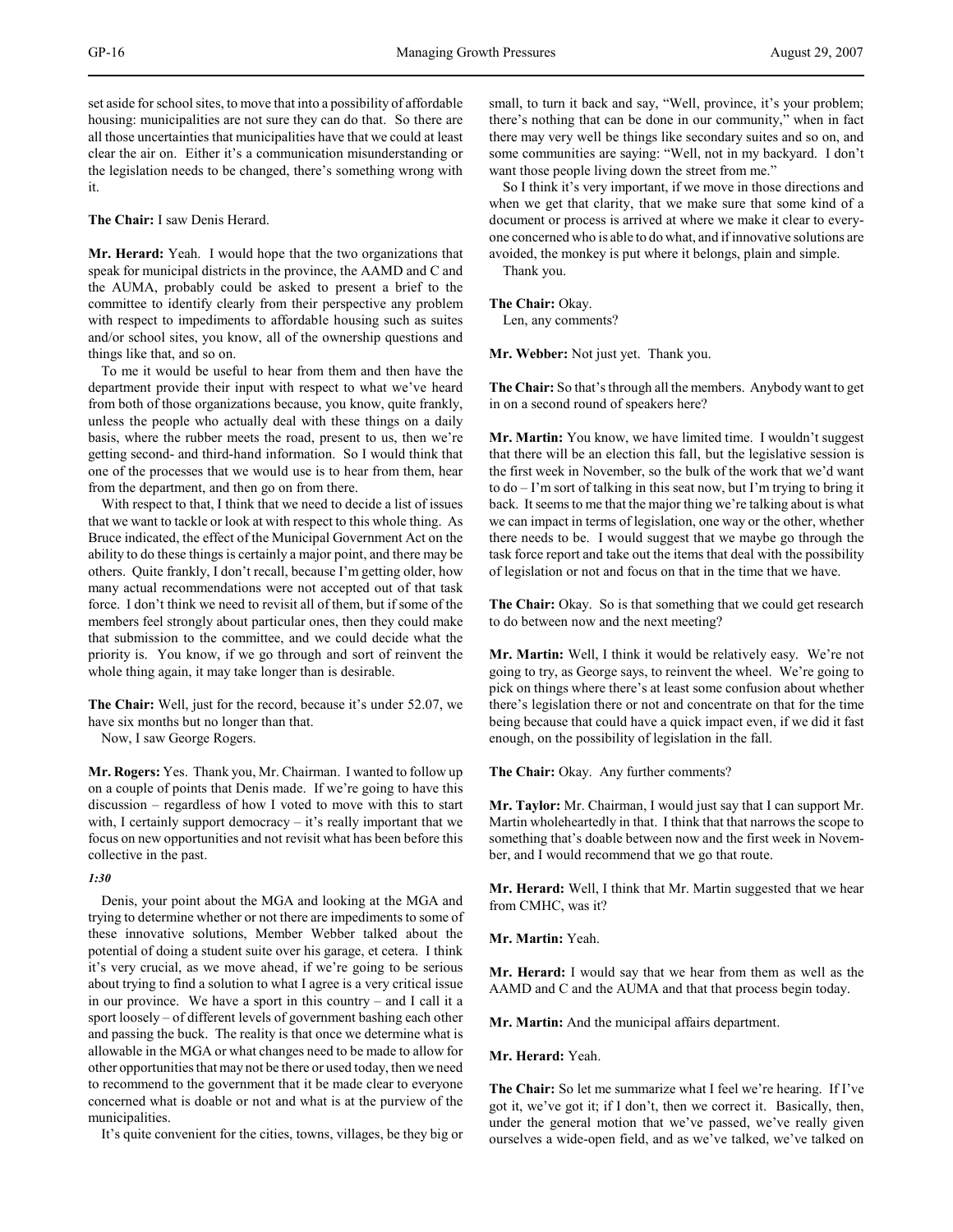set aside for school sites, to move that into a possibility of affordable housing: municipalities are not sure they can do that. So there are all those uncertainties that municipalities have that we could at least clear the air on. Either it's a communication misunderstanding or the legislation needs to be changed, there's something wrong with it.

**The Chair:** I saw Denis Herard.

**Mr. Herard:** Yeah. I would hope that the two organizations that speak for municipal districts in the province, the AAMD and C and the AUMA, probably could be asked to present a brief to the committee to identify clearly from their perspective any problem with respect to impediments to affordable housing such as suites and/or school sites, you know, all of the ownership questions and things like that, and so on.

To me it would be useful to hear from them and then have the department provide their input with respect to what we've heard from both of those organizations because, you know, quite frankly, unless the people who actually deal with these things on a daily basis, where the rubber meets the road, present to us, then we're getting second- and third-hand information. So I would think that one of the processes that we would use is to hear from them, hear from the department, and then go on from there.

With respect to that, I think that we need to decide a list of issues that we want to tackle or look at with respect to this whole thing. As Bruce indicated, the effect of the Municipal Government Act on the ability to do these things is certainly a major point, and there may be others. Quite frankly, I don't recall, because I'm getting older, how many actual recommendations were not accepted out of that task force. I don't think we need to revisit all of them, but if some of the members feel strongly about particular ones, then they could make that submission to the committee, and we could decide what the priority is. You know, if we go through and sort of reinvent the whole thing again, it may take longer than is desirable.

**The Chair:** Well, just for the record, because it's under 52.07, we have six months but no longer than that.

Now, I saw George Rogers.

**Mr. Rogers:** Yes. Thank you, Mr. Chairman. I wanted to follow up on a couple of points that Denis made. If we're going to have this discussion – regardless of how I voted to move with this to start with, I certainly support democracy – it's really important that we focus on new opportunities and not revisit what has been before this collective in the past.

*1:30*

Denis, your point about the MGA and looking at the MGA and trying to determine whether or not there are impediments to some of these innovative solutions, Member Webber talked about the potential of doing a student suite over his garage, et cetera. I think it's very crucial, as we move ahead, if we're going to be serious about trying to find a solution to what I agree is a very critical issue in our province. We have a sport in this country – and I call it a sport loosely – of different levels of government bashing each other and passing the buck. The reality is that once we determine what is allowable in the MGA or what changes need to be made to allow for other opportunities that may not be there or used today, then we need to recommend to the government that it be made clear to everyone concerned what is doable or not and what is at the purview of the municipalities.

It's quite convenient for the cities, towns, villages, be they big or small, to turn it back and say, "Well, province, it's your problem; there's nothing that can be done in our community," when in fact there may very well be things like secondary suites and so on, and some communities are saying: "Well, not in my backyard. I don't want those people living down the street from me."

So I think it's very important, if we move in those directions and when we get that clarity, that we make sure that some kind of a document or process is arrived at where we make it clear to everyone concerned who is able to do what, and if innovative solutions are avoided, the monkey is put where it belongs, plain and simple.

Thank you.

**The Chair:** Okay.

Len, any comments?

**Mr. Webber:** Not just yet. Thank you.

**The Chair:** So that's through all the members. Anybody want to get in on a second round of speakers here?

**Mr. Martin:** You know, we have limited time. I wouldn't suggest that there will be an election this fall, but the legislative session is the first week in November, so the bulk of the work that we'd want to do – I'm sort of talking in this seat now, but I'm trying to bring it back. It seems to me that the major thing we're talking about is what we can impact in terms of legislation, one way or the other, whether there needs to be. I would suggest that we maybe go through the task force report and take out the items that deal with the possibility of legislation or not and focus on that in the time that we have.

**The Chair:** Okay. So is that something that we could get research to do between now and the next meeting?

**Mr. Martin:** Well, I think it would be relatively easy. We're not going to try, as George says, to reinvent the wheel. We're going to pick on things where there's at least some confusion about whether there's legislation there or not and concentrate on that for the time being because that could have a quick impact even, if we did it fast enough, on the possibility of legislation in the fall.

**The Chair:** Okay. Any further comments?

**Mr. Taylor:** Mr. Chairman, I would just say that I can support Mr. Martin wholeheartedly in that. I think that that narrows the scope to something that's doable between now and the first week in November, and I would recommend that we go that route.

**Mr. Herard:** Well, I think that Mr. Martin suggested that we hear from CMHC, was it?

**Mr. Martin:** Yeah.

**Mr. Herard:** I would say that we hear from them as well as the AAMD and C and the AUMA and that that process begin today.

**Mr. Martin:** And the municipal affairs department.

**Mr. Herard:** Yeah.

**The Chair:** So let me summarize what I feel we're hearing. If I've got it, we've got it; if I don't, then we correct it. Basically, then, under the general motion that we've passed, we've really given ourselves a wide-open field, and as we've talked, we've talked on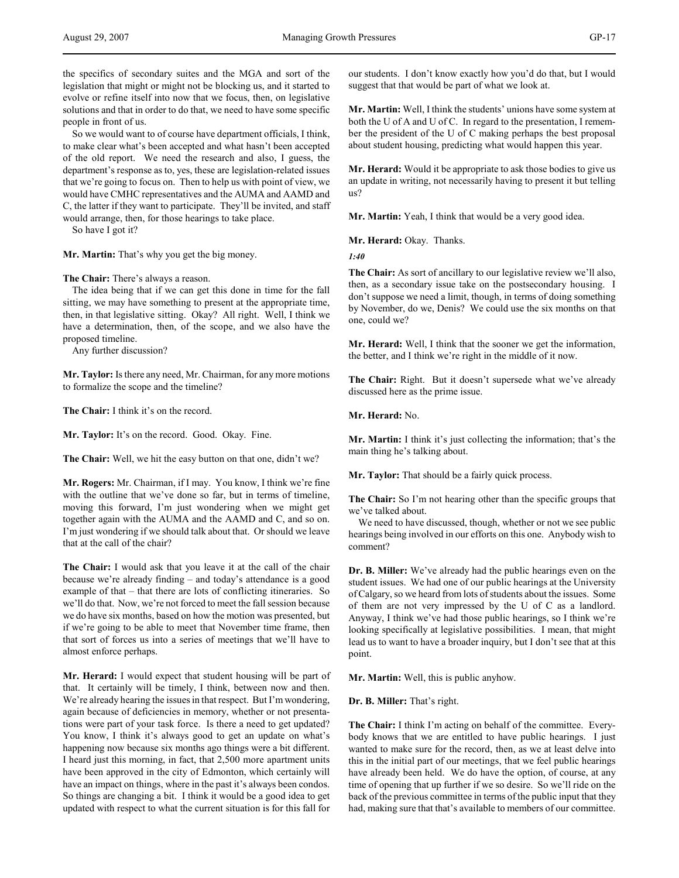the specifics of secondary suites and the MGA and sort of the legislation that might or might not be blocking us, and it started to evolve or refine itself into now that we focus, then, on legislative solutions and that in order to do that, we need to have some specific people in front of us.

So we would want to of course have department officials, I think, to make clear what's been accepted and what hasn't been accepted of the old report. We need the research and also, I guess, the department's response as to, yes, these are legislation-related issues that we're going to focus on. Then to help us with point of view, we would have CMHC representatives and the AUMA and AAMD and C, the latter if they want to participate. They'll be invited, and staff would arrange, then, for those hearings to take place.

So have I got it?

**Mr. Martin:** That's why you get the big money.

**The Chair:** There's always a reason.

The idea being that if we can get this done in time for the fall sitting, we may have something to present at the appropriate time, then, in that legislative sitting. Okay? All right. Well, I think we have a determination, then, of the scope, and we also have the proposed timeline.

Any further discussion?

**Mr. Taylor:** Is there any need, Mr. Chairman, for any more motions to formalize the scope and the timeline?

**The Chair:** I think it's on the record.

**Mr. Taylor:** It's on the record. Good. Okay. Fine.

**The Chair:** Well, we hit the easy button on that one, didn't we?

**Mr. Rogers:** Mr. Chairman, if I may. You know, I think we're fine with the outline that we've done so far, but in terms of timeline, moving this forward, I'm just wondering when we might get together again with the AUMA and the AAMD and C, and so on. I'm just wondering if we should talk about that. Or should we leave that at the call of the chair?

**The Chair:** I would ask that you leave it at the call of the chair because we're already finding – and today's attendance is a good example of that – that there are lots of conflicting itineraries. So we'll do that. Now, we're not forced to meet the fall session because we do have six months, based on how the motion was presented, but if we're going to be able to meet that November time frame, then that sort of forces us into a series of meetings that we'll have to almost enforce perhaps.

**Mr. Herard:** I would expect that student housing will be part of that. It certainly will be timely, I think, between now and then. We're already hearing the issues in that respect. But I'm wondering, again because of deficiencies in memory, whether or not presentations were part of your task force. Is there a need to get updated? You know, I think it's always good to get an update on what's happening now because six months ago things were a bit different. I heard just this morning, in fact, that 2,500 more apartment units have been approved in the city of Edmonton, which certainly will have an impact on things, where in the past it's always been condos. So things are changing a bit. I think it would be a good idea to get updated with respect to what the current situation is for this fall for our students. I don't know exactly how you'd do that, but I would suggest that that would be part of what we look at.

**Mr. Martin:** Well, I think the students' unions have some system at both the U of A and U of C. In regard to the presentation, I remember the president of the U of C making perhaps the best proposal about student housing, predicting what would happen this year.

**Mr. Herard:** Would it be appropriate to ask those bodies to give us an update in writing, not necessarily having to present it but telling us?

**Mr. Martin:** Yeah, I think that would be a very good idea.

**Mr. Herard:** Okay. Thanks.

*1:40*

**The Chair:** As sort of ancillary to our legislative review we'll also, then, as a secondary issue take on the postsecondary housing. I don't suppose we need a limit, though, in terms of doing something by November, do we, Denis? We could use the six months on that one, could we?

**Mr. Herard:** Well, I think that the sooner we get the information, the better, and I think we're right in the middle of it now.

**The Chair:** Right. But it doesn't supersede what we've already discussed here as the prime issue.

**Mr. Herard:** No.

**Mr. Martin:** I think it's just collecting the information; that's the main thing he's talking about.

**Mr. Taylor:** That should be a fairly quick process.

**The Chair:** So I'm not hearing other than the specific groups that we've talked about.

We need to have discussed, though, whether or not we see public hearings being involved in our efforts on this one. Anybody wish to comment?

**Dr. B. Miller:** We've already had the public hearings even on the student issues. We had one of our public hearings at the University of Calgary, so we heard from lots of students about the issues. Some of them are not very impressed by the U of C as a landlord. Anyway, I think we've had those public hearings, so I think we're looking specifically at legislative possibilities. I mean, that might lead us to want to have a broader inquiry, but I don't see that at this point.

**Mr. Martin:** Well, this is public anyhow.

**Dr. B. Miller:** That's right.

**The Chair:** I think I'm acting on behalf of the committee. Everybody knows that we are entitled to have public hearings. I just wanted to make sure for the record, then, as we at least delve into this in the initial part of our meetings, that we feel public hearings have already been held. We do have the option, of course, at any time of opening that up further if we so desire. So we'll ride on the back of the previous committee in terms of the public input that they had, making sure that that's available to members of our committee.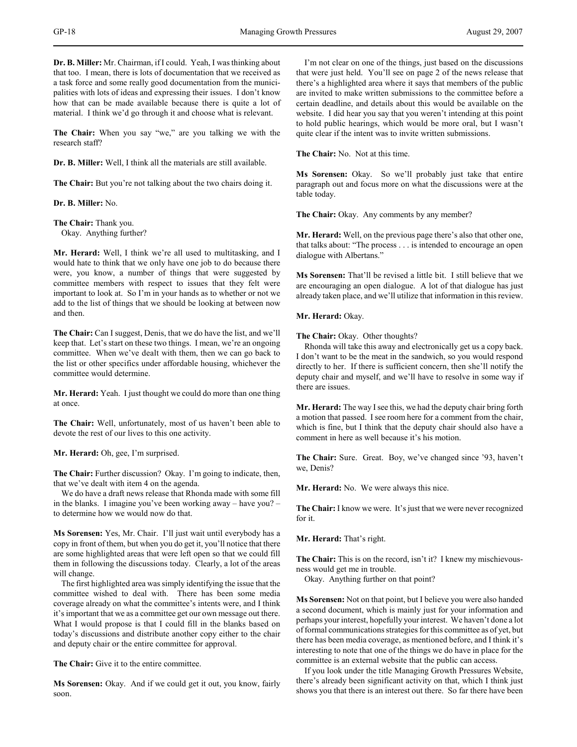**Dr. B. Miller:** Mr. Chairman, if I could. Yeah, I was thinking about that too. I mean, there is lots of documentation that we received as a task force and some really good documentation from the municipalities with lots of ideas and expressing their issues. I don't know how that can be made available because there is quite a lot of material. I think we'd go through it and choose what is relevant.

**The Chair:** When you say "we," are you talking we with the research staff?

**Dr. B. Miller:** Well, I think all the materials are still available.

**The Chair:** But you're not talking about the two chairs doing it.

**Dr. B. Miller:** No.

**The Chair:** Thank you.
Okay. Anything further?

**Mr. Herard:** Well, I think we're all used to multitasking, and I would hate to think that we only have one job to do because there were, you know, a number of things that were suggested by committee members with respect to issues that they felt were important to look at. So I'm in your hands as to whether or not we add to the list of things that we should be looking at between now and then.

**The Chair:** Can I suggest, Denis, that we do have the list, and we'll keep that. Let's start on these two things. I mean, we're an ongoing committee. When we've dealt with them, then we can go back to the list or other specifics under affordable housing, whichever the committee would determine.

**Mr. Herard:** Yeah. I just thought we could do more than one thing at once.

**The Chair:** Well, unfortunately, most of us haven't been able to devote the rest of our lives to this one activity.

**Mr. Herard:** Oh, gee, I'm surprised.

**The Chair:** Further discussion? Okay. I'm going to indicate, then, that we've dealt with item 4 on the agenda.
We do have a draft news release that Rhonda made with some fill in the blanks. I imagine you've been working away – have you? – to determine how we would now do that.

**Ms Sorensen:** Yes, Mr. Chair. I'll just wait until everybody has a copy in front of them, but when you do get it, you'll notice that there are some highlighted areas that were left open so that we could fill them in following the discussions today. Clearly, a lot of the areas will change.
The first highlighted area was simply identifying the issue that the committee wished to deal with. There has been some media coverage already on what the committee's intents were, and I think it's important that we as a committee get our own message out there. What I would propose is that I could fill in the blanks based on today's discussions and distribute another copy either to the chair and deputy chair or the entire committee for approval.

**The Chair:** Give it to the entire committee.

**Ms Sorensen:** Okay. And if we could get it out, you know, fairly soon.

I'm not clear on one of the things, just based on the discussions that were just held. You'll see on page 2 of the news release that there's a highlighted area where it says that members of the public are invited to make written submissions to the committee before a certain deadline, and details about this would be available on the website. I did hear you say that you weren't intending at this point to hold public hearings, which would be more oral, but I wasn't quite clear if the intent was to invite written submissions.

**The Chair:** No. Not at this time.

**Ms Sorensen:** Okay. So we'll probably just take that entire paragraph out and focus more on what the discussions were at the table today.

**The Chair:** Okay. Any comments by any member?

**Mr. Herard:** Well, on the previous page there's also that other one, that talks about: "The process . . . is intended to encourage an open dialogue with Albertans."

**Ms Sorensen:** That'll be revised a little bit. I still believe that we are encouraging an open dialogue. A lot of that dialogue has just already taken place, and we'll utilize that information in this review.

**Mr. Herard:** Okay.

**The Chair:** Okay. Other thoughts?
Rhonda will take this away and electronically get us a copy back. I don't want to be the meat in the sandwich, so you would respond directly to her. If there is sufficient concern, then she'll notify the deputy chair and myself, and we'll have to resolve in some way if there are issues.

**Mr. Herard:** The way I see this, we had the deputy chair bring forth a motion that passed. I see room here for a comment from the chair, which is fine, but I think that the deputy chair should also have a comment in here as well because it's his motion.

**The Chair:** Sure. Great. Boy, we've changed since '93, haven't we, Denis?

**Mr. Herard:** No. We were always this nice.

**The Chair:** I know we were. It's just that we were never recognized for it.

**Mr. Herard:** That's right.

**The Chair:** This is on the record, isn't it? I knew my mischievousness would get me in trouble.
Okay. Anything further on that point?

**Ms Sorensen:** Not on that point, but I believe you were also handed a second document, which is mainly just for your information and perhaps your interest, hopefully your interest. We haven't done a lot of formal communications strategies for this committee as of yet, but there has been media coverage, as mentioned before, and I think it's interesting to note that one of the things we do have in place for the committee is an external website that the public can access.
If you look under the title Managing Growth Pressures Website, there's already been significant activity on that, which I think just shows you that there is an interest out there. So far there have been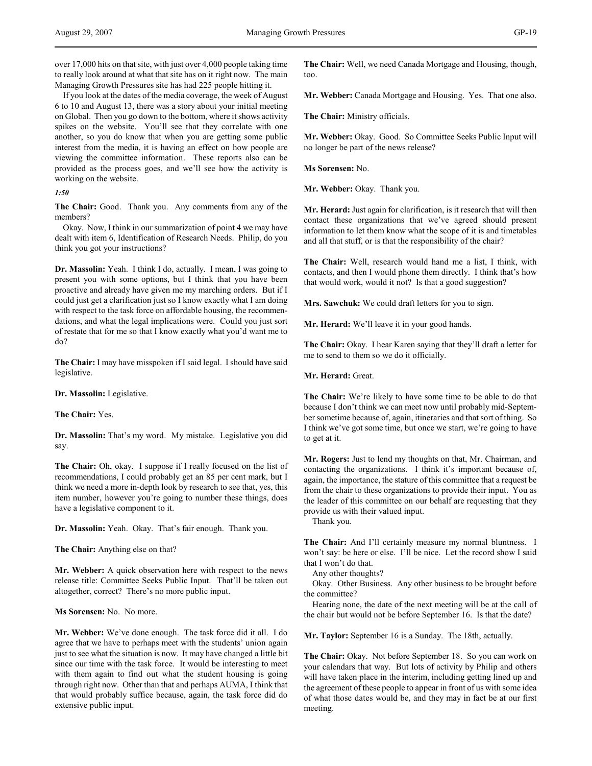over 17,000 hits on that site, with just over 4,000 people taking time to really look around at what that site has on it right now. The main Managing Growth Pressures site has had 225 people hitting it.

If you look at the dates of the media coverage, the week of August 6 to 10 and August 13, there was a story about your initial meeting on Global. Then you go down to the bottom, where it shows activity spikes on the website. You'll see that they correlate with one another, so you do know that when you are getting some public interest from the media, it is having an effect on how people are viewing the committee information. These reports also can be provided as the process goes, and we'll see how the activity is working on the website.

*1:50*

**The Chair:** Good. Thank you. Any comments from any of the members?

Okay. Now, I think in our summarization of point 4 we may have dealt with item 6, Identification of Research Needs. Philip, do you think you got your instructions?

**Dr. Massolin:** Yeah. I think I do, actually. I mean, I was going to present you with some options, but I think that you have been proactive and already have given me my marching orders. But if I could just get a clarification just so I know exactly what I am doing with respect to the task force on affordable housing, the recommendations, and what the legal implications were. Could you just sort of restate that for me so that I know exactly what you'd want me to do?

**The Chair:** I may have misspoken if I said legal. I should have said legislative.

**Dr. Massolin:** Legislative.

**The Chair:** Yes.

**Dr. Massolin:** That's my word. My mistake. Legislative you did say.

**The Chair:** Oh, okay. I suppose if I really focused on the list of recommendations, I could probably get an 85 per cent mark, but I think we need a more in-depth look by research to see that, yes, this item number, however you're going to number these things, does have a legislative component to it.

**Dr. Massolin:** Yeah. Okay. That's fair enough. Thank you.

**The Chair:** Anything else on that?

**Mr. Webber:** A quick observation here with respect to the news release title: Committee Seeks Public Input. That'll be taken out altogether, correct? There's no more public input.

**Ms Sorensen:** No. No more.

**Mr. Webber:** We've done enough. The task force did it all. I do agree that we have to perhaps meet with the students' union again just to see what the situation is now. It may have changed a little bit since our time with the task force. It would be interesting to meet with them again to find out what the student housing is going through right now. Other than that and perhaps AUMA, I think that that would probably suffice because, again, the task force did do extensive public input.

**The Chair:** Well, we need Canada Mortgage and Housing, though, too.

**Mr. Webber:** Canada Mortgage and Housing. Yes. That one also.

**The Chair:** Ministry officials.

**Mr. Webber:** Okay. Good. So Committee Seeks Public Input will no longer be part of the news release?

**Ms Sorensen:** No.

**Mr. Webber:** Okay. Thank you.

**Mr. Herard:** Just again for clarification, is it research that will then contact these organizations that we've agreed should present information to let them know what the scope of it is and timetables and all that stuff, or is that the responsibility of the chair?

**The Chair:** Well, research would hand me a list, I think, with contacts, and then I would phone them directly. I think that's how that would work, would it not? Is that a good suggestion?

**Mrs. Sawchuk:** We could draft letters for you to sign.

**Mr. Herard:** We'll leave it in your good hands.

**The Chair:** Okay. I hear Karen saying that they'll draft a letter for me to send to them so we do it officially.

**Mr. Herard:** Great.

**The Chair:** We're likely to have some time to be able to do that because I don't think we can meet now until probably mid-September sometime because of, again, itineraries and that sort of thing. So I think we've got some time, but once we start, we're going to have to get at it.

**Mr. Rogers:** Just to lend my thoughts on that, Mr. Chairman, and contacting the organizations. I think it's important because of, again, the importance, the stature of this committee that a request be from the chair to these organizations to provide their input. You as the leader of this committee on our behalf are requesting that they provide us with their valued input.

Thank you.

**The Chair:** And I'll certainly measure my normal bluntness. I won't say: be here or else. I'll be nice. Let the record show I said that I won't do that.

Any other thoughts?

Okay. Other Business. Any other business to be brought before the committee?

Hearing none, the date of the next meeting will be at the call of the chair but would not be before September 16. Is that the date?

**Mr. Taylor:** September 16 is a Sunday. The 18th, actually.

**The Chair:** Okay. Not before September 18. So you can work on your calendars that way. But lots of activity by Philip and others will have taken place in the interim, including getting lined up and the agreement of these people to appear in front of us with some idea of what those dates would be, and they may in fact be at our first meeting.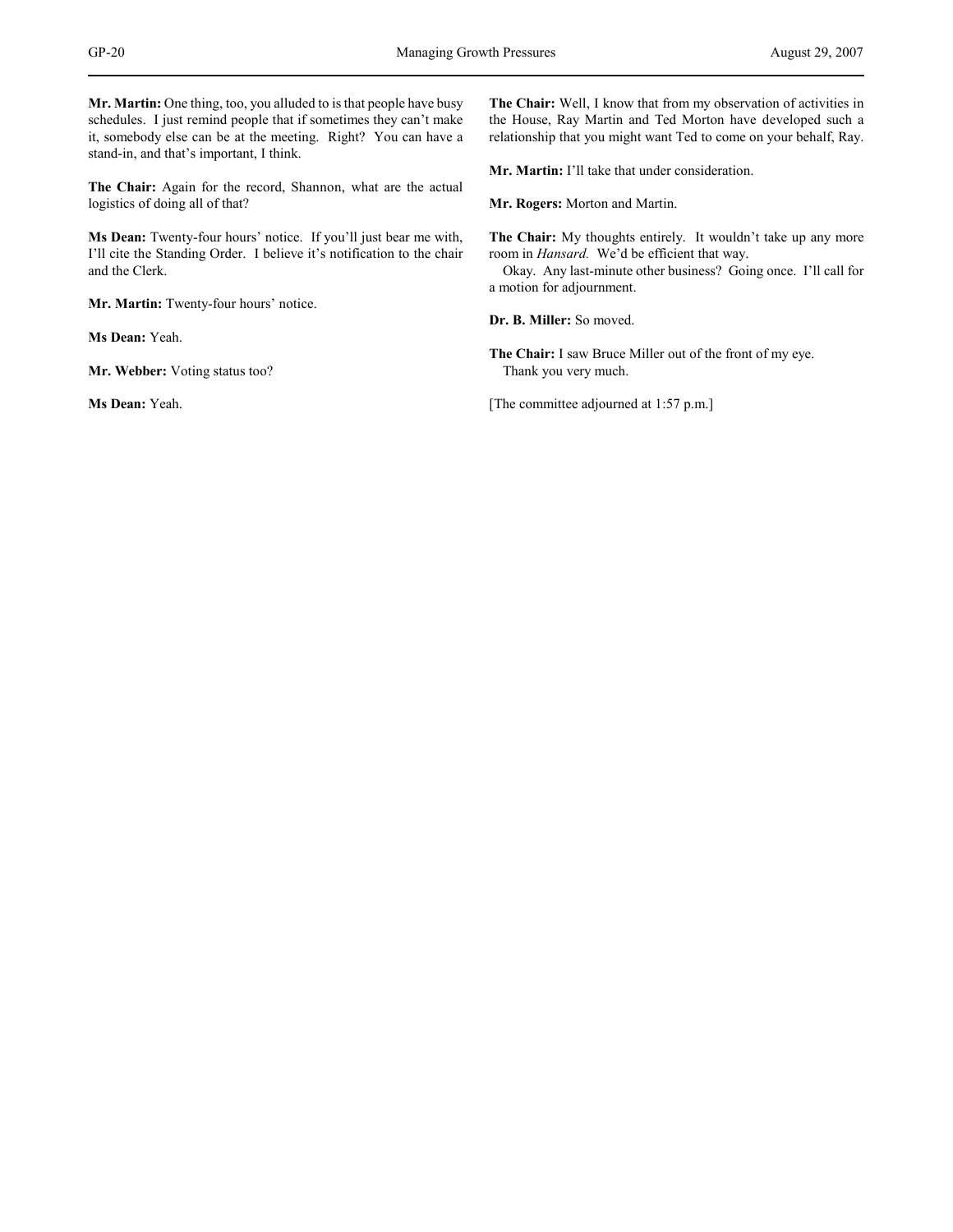**Mr. Martin:** One thing, too, you alluded to is that people have busy schedules. I just remind people that if sometimes they can't make it, somebody else can be at the meeting. Right? You can have a stand-in, and that's important, I think.

**The Chair:** Again for the record, Shannon, what are the actual logistics of doing all of that?

**Ms Dean:** Twenty-four hours' notice. If you'll just bear me with, I'll cite the Standing Order. I believe it's notification to the chair and the Clerk.

**Mr. Martin:** Twenty-four hours' notice.

**Ms Dean:** Yeah.

**Mr. Webber:** Voting status too?

**Ms Dean:** Yeah.

**The Chair:** Well, I know that from my observation of activities in the House, Ray Martin and Ted Morton have developed such a relationship that you might want Ted to come on your behalf, Ray.

**Mr. Martin:** I'll take that under consideration.

**Mr. Rogers:** Morton and Martin.

**The Chair:** My thoughts entirely. It wouldn't take up any more room in *Hansard.* We'd be efficient that way.

Okay. Any last-minute other business? Going once. I'll call for a motion for adjournment.

**Dr. B. Miller:** So moved.

**The Chair:** I saw Bruce Miller out of the front of my eye.

Thank you very much.

[The committee adjourned at 1:57 p.m.]